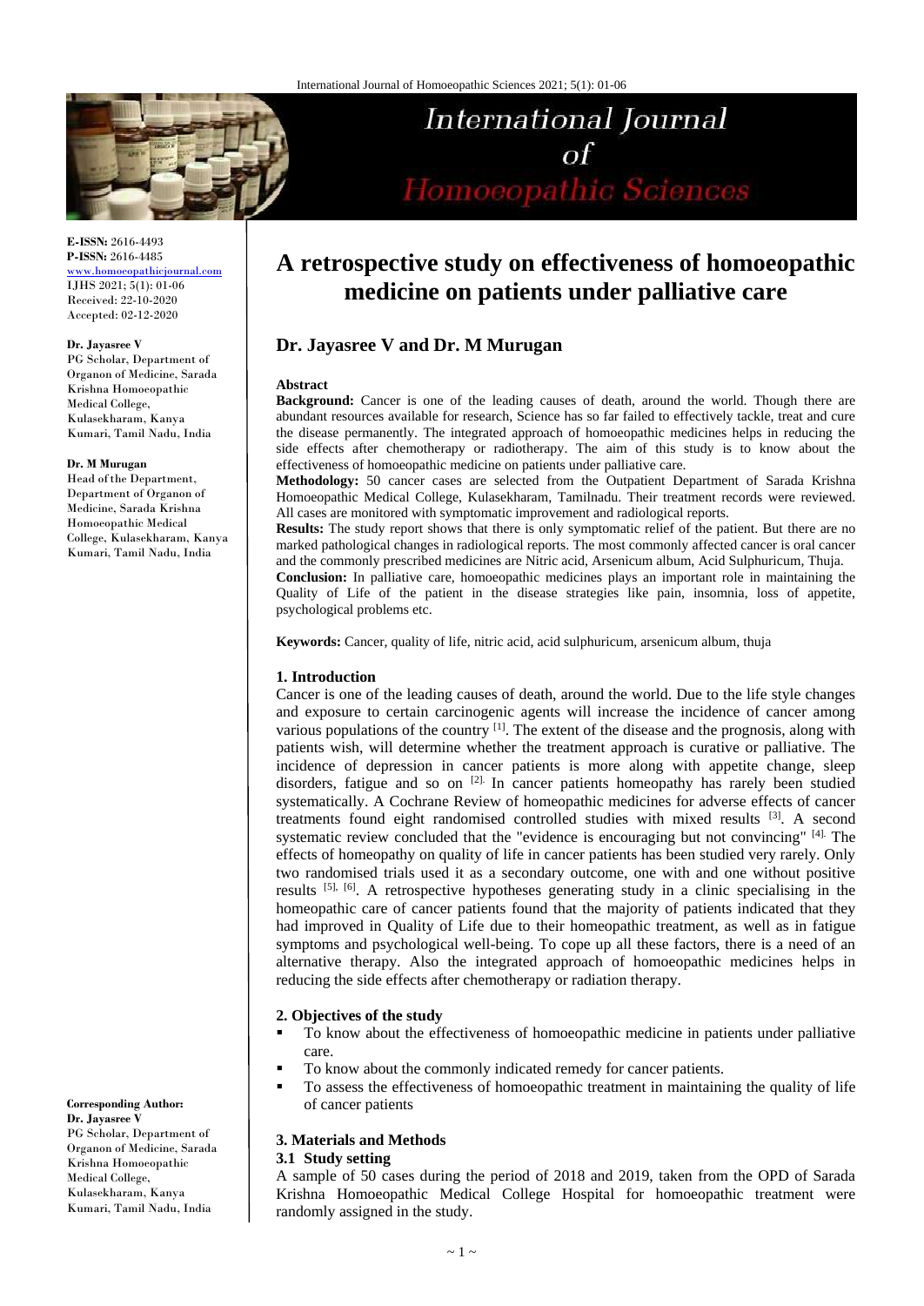E-ISSN: 2616-4493
P-ISSN: 2616-4485
www.homoeopathicjournal.com
IJHS 2021; 5(1): 01-06
Received: 22-10-2020
Accepted: 02-12-2020

**Dr. Jayasree V**
PG Scholar, Department of Organon of Medicine, Sarada Krishna Homoeopathic Medical College, Kulasekharam, Kanya Kumari, Tamil Nadu, India

**Dr. M Murugan**
Head of the Department, Department of Organon of Medicine, Sarada Krishna Homoeopathic Medical College, Kulasekharam, Kanya Kumari, Tamil Nadu, India

**Corresponding Author:**
**Dr. Jayasree V**
PG Scholar, Department of Organon of Medicine, Sarada Krishna Homoeopathic Medical College, Kulasekharam, Kanya Kumari, Tamil Nadu, India

# A retrospective study on effectiveness of homoeopathic medicine on patients under palliative care

## Dr. Jayasree V and Dr. M Murugan

### Abstract

**Background:** Cancer is one of the leading causes of death, around the world. Though there are abundant resources available for research, Science has so far failed to effectively tackle, treat and cure the disease permanently. The integrated approach of homoeopathic medicines helps in reducing the side effects after chemotherapy or radiotherapy. The aim of this study is to know about the effectiveness of homoeopathic medicine on patients under palliative care.

**Methodology:** 50 cancer cases are selected from the Outpatient Department of Sarada Krishna Homoeopathic Medical College, Kulasekharam, Tamilnadu. Their treatment records were reviewed. All cases are monitored with symptomatic improvement and radiological reports.

**Results:** The study report shows that there is only symptomatic relief of the patient. But there are no marked pathological changes in radiological reports. The most commonly affected cancer is oral cancer and the commonly prescribed medicines are Nitric acid, Arsenicum album, Acid Sulphuricum, Thuja.

**Conclusion:** In palliative care, homoeopathic medicines plays an important role in maintaining the Quality of Life of the patient in the disease strategies like pain, insomnia, loss of appetite, psychological problems etc.

**Keywords:** Cancer, quality of life, nitric acid, acid sulphuricum, arsenicum album, thuja

### 1. Introduction

Cancer is one of the leading causes of death, around the world. Due to the life style changes and exposure to certain carcinogenic agents will increase the incidence of cancer among various populations of the country [1]. The extent of the disease and the prognosis, along with patients wish, will determine whether the treatment approach is curative or palliative. The incidence of depression in cancer patients is more along with appetite change, sleep disorders, fatigue and so on [2]. In cancer patients homeopathy has rarely been studied systematically. A Cochrane Review of homeopathic medicines for adverse effects of cancer treatments found eight randomised controlled studies with mixed results [3]. A second systematic review concluded that the "evidence is encouraging but not convincing" [4]. The effects of homeopathy on quality of life in cancer patients has been studied very rarely. Only two randomised trials used it as a secondary outcome, one with and one without positive results [5], [6]. A retrospective hypotheses generating study in a clinic specialising in the homeopathic care of cancer patients found that the majority of patients indicated that they had improved in Quality of Life due to their homeopathic treatment, as well as in fatigue symptoms and psychological well-being. To cope up all these factors, there is a need of an alternative therapy. Also the integrated approach of homoeopathic medicines helps in reducing the side effects after chemotherapy or radiation therapy.

### 2. Objectives of the study

- To know about the effectiveness of homoeopathic medicine in patients under palliative care.
- To know about the commonly indicated remedy for cancer patients.
- To assess the effectiveness of homoeopathic treatment in maintaining the quality of life of cancer patients

### 3. Materials and Methods

#### 3.1 Study setting

A sample of 50 cases during the period of 2018 and 2019, taken from the OPD of Sarada Krishna Homoeopathic Medical College Hospital for homoeopathic treatment were randomly assigned in the study.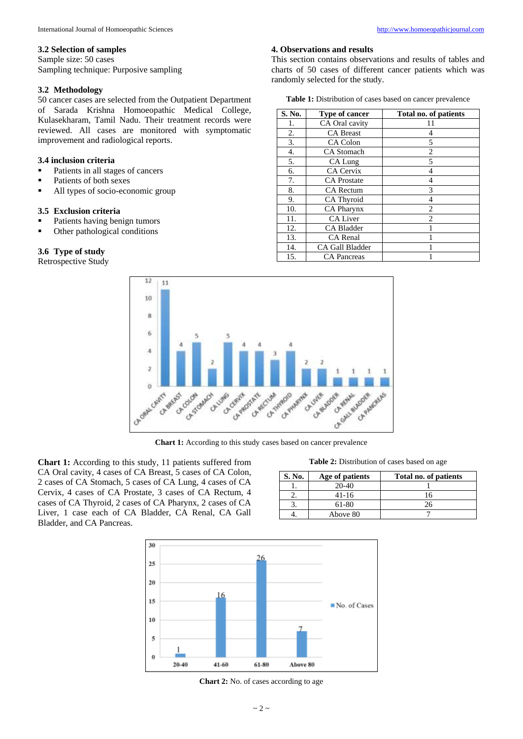### 3.2 Selection of samples

Sample size: 50 cases

Sampling technique: Purposive sampling

### 3.2 Methodology

50 cancer cases are selected from the Outpatient Department of Sarada Krishna Homoeopathic Medical College, Kulasekharam, Tamil Nadu. Their treatment records were reviewed. All cases are monitored with symptomatic improvement and radiological reports.

### 3.4 inclusion criteria

- Patients in all stages of cancers
- Patients of both sexes
- All types of socio-economic group

### 3.5 Exclusion criteria

- Patients having benign tumors
- Other pathological conditions

### 3.6 Type of study

Retrospective Study

## 4. Observations and results

This section contains observations and results of tables and charts of 50 cases of different cancer patients which was randomly selected for the study.

**Table 1:** Distribution of cases based on cancer prevalence

| S. No. | Type of cancer | Total no. of patients |
|---|---|---|
| 1. | CA Oral cavity | 11 |
| 2. | CA Breast | 4 |
| 3. | CA Colon | 5 |
| 4. | CA Stomach | 2 |
| 5. | CA Lung | 5 |
| 6. | CA Cervix | 4 |
| 7. | CA Prostate | 4 |
| 8. | CA Rectum | 3 |
| 9. | CA Thyroid | 4 |
| 10. | CA Pharynx | 2 |
| 11. | CA Liver | 2 |
| 12. | CA Bladder | 1 |
| 13. | CA Renal | 1 |
| 14. | CA Gall Bladder | 1 |
| 15. | CA Pancreas | 1 |

**Chart 1:** According to this study cases based on cancer prevalence

**Chart 1:** According to this study, 11 patients suffered from CA Oral cavity, 4 cases of CA Breast, 5 cases of CA Colon, 2 cases of CA Stomach, 5 cases of CA Lung, 4 cases of CA Cervix, 4 cases of CA Prostate, 3 cases of CA Rectum, 4 cases of CA Thyroid, 2 cases of CA Pharynx, 2 cases of CA Liver, 1 case each of CA Bladder, CA Renal, CA Gall Bladder, and CA Pancreas.

**Table 2:** Distribution of cases based on age

| S. No. | Age of patients | Total no. of patients |
|---|---|---|
| 1. | 20-40 | 1 |
| 2. | 41-16 | 16 |
| 3. | 61-80 | 26 |
| 4. | Above 80 | 7 |

**Chart 2:** No. of cases according to age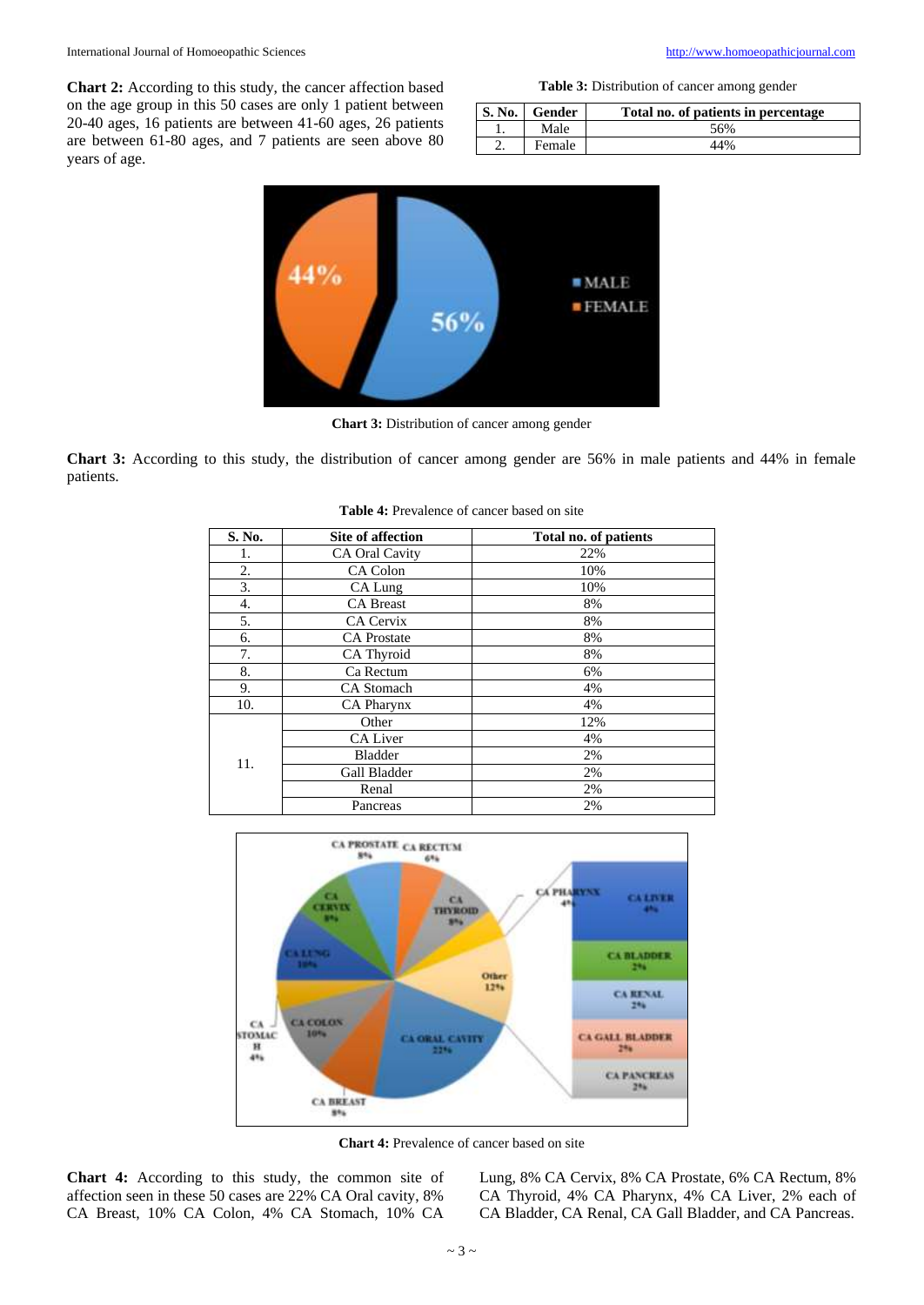**Chart 2:** According to this study, the cancer affection based on the age group in this 50 cases are only 1 patient between 20-40 ages, 16 patients are between 41-60 ages, 26 patients are between 61-80 ages, and 7 patients are seen above 80 years of age.

**Table 3:** Distribution of cancer among gender

| S. No. | Gender | Total no. of patients in percentage |
|---|---|---|
| 1. | Male | 56% |
| 2. | Female | 44% |

**Chart 3:** Distribution of cancer among gender

**Chart 3:** According to this study, the distribution of cancer among gender are 56% in male patients and 44% in female patients.

**Table 4:** Prevalence of cancer based on site

| S. No. | Site of affection | Total no. of patients |
|---|---|---|
| 1. | CA Oral Cavity | 22% |
| 2. | CA Colon | 10% |
| 3. | CA Lung | 10% |
| 4. | CA Breast | 8% |
| 5. | CA Cervix | 8% |
| 6. | CA Prostate | 8% |
| 7. | CA Thyroid | 8% |
| 8. | Ca Rectum | 6% |
| 9. | CA Stomach | 4% |
| 10. | CA Pharynx | 4% |
| 11. | Other | 12% |
| | CA Liver | 4% |
| | Bladder | 2% |
| | Gall Bladder | 2% |
| | Renal | 2% |
| | Pancreas | 2% |

**Chart 4:** Prevalence of cancer based on site

**Chart 4:** According to this study, the common site of affection seen in these 50 cases are 22% CA Oral cavity, 8% CA Breast, 10% CA Colon, 4% CA Stomach, 10% CA Lung, 8% CA Cervix, 8% CA Prostate, 6% CA Rectum, 8% CA Thyroid, 4% CA Pharynx, 4% CA Liver, 2% each of CA Bladder, CA Renal, CA Gall Bladder, and CA Pancreas.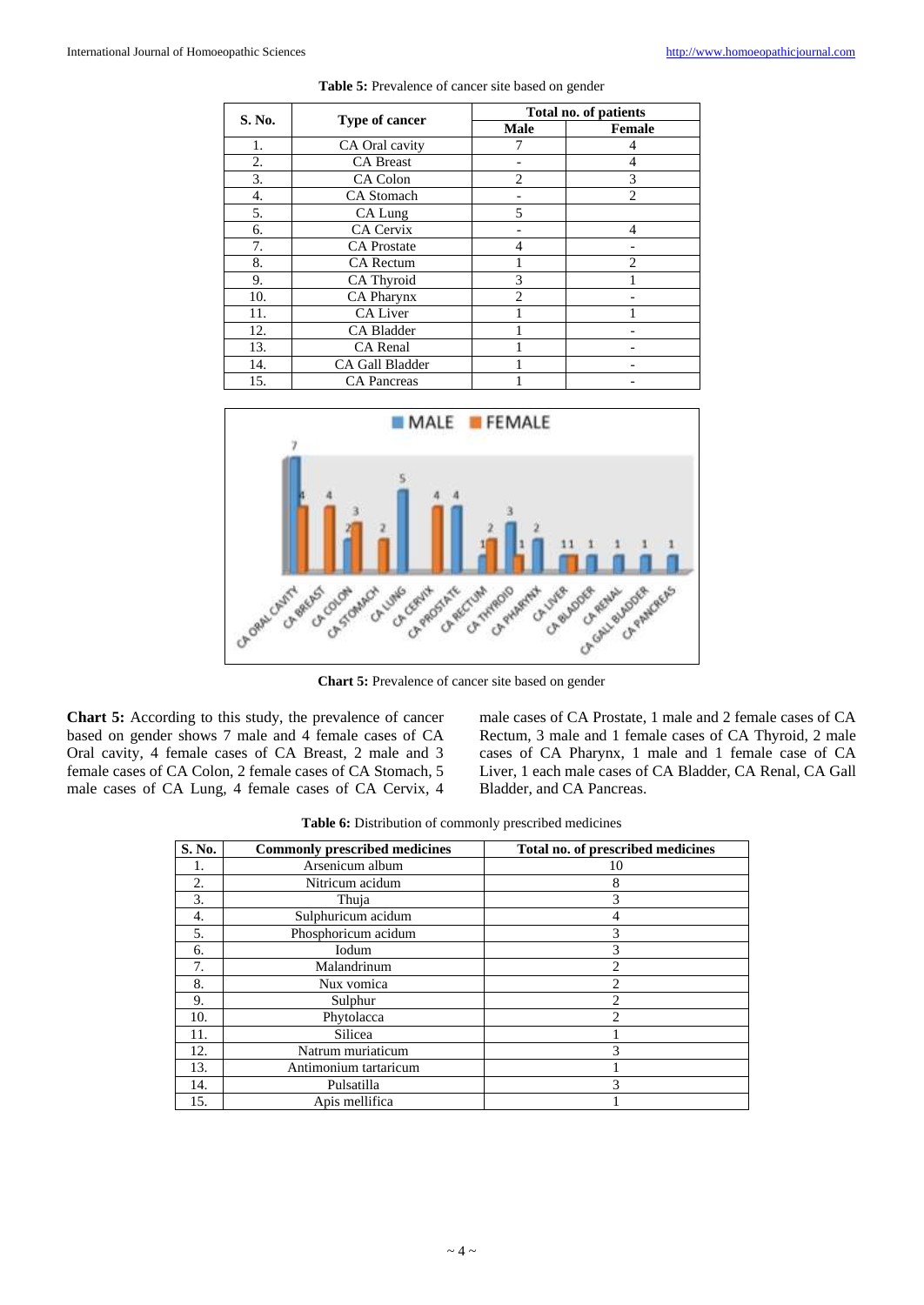**Table 5:** Prevalence of cancer site based on gender

| S. No. | Type of cancer | Total no. of patients | |
|---|---|---|---|
| | | Male | Female |
| 1. | CA Oral cavity | 7 | 4 |
| 2. | CA Breast | - | 4 |
| 3. | CA Colon | 2 | 3 |
| 4. | CA Stomach | - | 2 |
| 5. | CA Lung | 5 | |
| 6. | CA Cervix | - | 4 |
| 7. | CA Prostate | 4 | - |
| 8. | CA Rectum | 1 | 2 |
| 9. | CA Thyroid | 3 | 1 |
| 10. | CA Pharynx | 2 | - |
| 11. | CA Liver | 1 | 1 |
| 12. | CA Bladder | 1 | - |
| 13. | CA Renal | 1 | - |
| 14. | CA Gall Bladder | 1 | - |
| 15. | CA Pancreas | 1 | - |

**Chart 5:** Prevalence of cancer site based on gender

**Chart 5:** According to this study, the prevalence of cancer based on gender shows 7 male and 4 female cases of CA Oral cavity, 4 female cases of CA Breast, 2 male and 3 female cases of CA Colon, 2 female cases of CA Stomach, 5 male cases of CA Lung, 4 female cases of CA Cervix, 4 male cases of CA Prostate, 1 male and 2 female cases of CA Rectum, 3 male and 1 female cases of CA Thyroid, 2 male cases of CA Pharynx, 1 male and 1 female case of CA Liver, 1 each male cases of CA Bladder, CA Renal, CA Gall Bladder, and CA Pancreas.

**Table 6:** Distribution of commonly prescribed medicines

| S. No. | Commonly prescribed medicines | Total no. of prescribed medicines |
|---|---|---|
| 1. | Arsenicum album | 10 |
| 2. | Nitricum acidum | 8 |
| 3. | Thuja | 3 |
| 4. | Sulphuricum acidum | 4 |
| 5. | Phosphoricum acidum | 3 |
| 6. | Iodum | 3 |
| 7. | Malandrinum | 2 |
| 8. | Nux vomica | 2 |
| 9. | Sulphur | 2 |
| 10. | Phytolacca | 2 |
| 11. | Silicea | 1 |
| 12. | Natrum muriaticum | 3 |
| 13. | Antimonium tartaricum | 1 |
| 14. | Pulsatilla | 3 |
| 15. | Apis mellifica | 1 |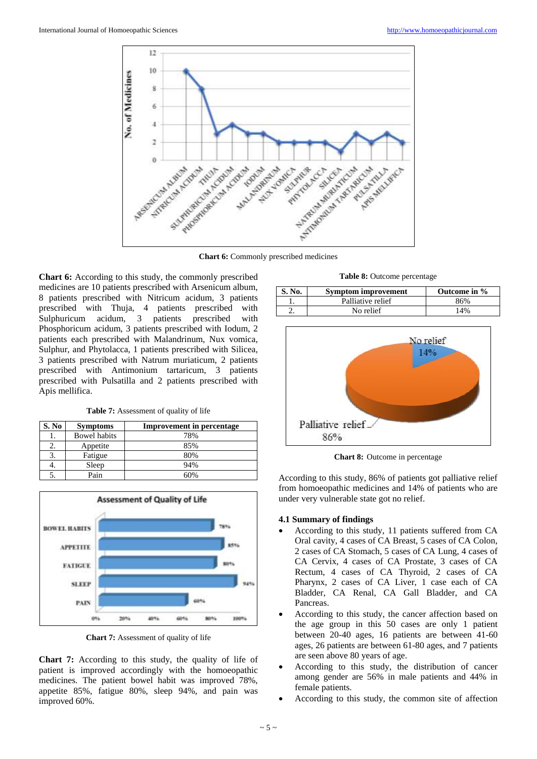Chart 6: Commonly prescribed medicines

**Chart 6:** According to this study, the commonly prescribed medicines are 10 patients prescribed with Arsenicum album, 8 patients prescribed with Nitricum acidum, 3 patients prescribed with Thuja, 4 patients prescribed with Sulphuricum acidum, 3 patients prescribed with Phosphoricum acidum, 3 patients prescribed with Iodum, 2 patients each prescribed with Malandrinum, Nux vomica, Sulphur, and Phytolacca, 1 patients prescribed with Silicea, 3 patients prescribed with Natrum muriaticum, 2 patients prescribed with Antimonium tartaricum, 3 patients prescribed with Pulsatilla and 2 patients prescribed with Apis mellifica.

**Table 7:** Assessment of quality of life

| S. No | Symptoms | Improvement in percentage |
|---|---|---|
| 1. | Bowel habits | 78% |
| 2. | Appetite | 85% |
| 3. | Fatigue | 80% |
| 4. | Sleep | 94% |
| 5. | Pain | 60% |

**Chart 7:** Assessment of quality of life

**Chart 7:** According to this study, the quality of life of patient is improved accordingly with the homoeopathic medicines. The patient bowel habit was improved 78%, appetite 85%, fatigue 80%, sleep 94%, and pain was improved 60%.

**Table 8:** Outcome percentage

| S. No. | Symptom improvement | Outcome in % |
|---|---|---|
| 1. | Palliative relief | 86% |
| 2. | No relief | 14% |

**Chart 8:** Outcome in percentage

According to this study, 86% of patients got palliative relief from homoeopathic medicines and 14% of patients who are under very vulnerable state got no relief.

### 4.1 Summary of findings

- According to this study, 11 patients suffered from CA Oral cavity, 4 cases of CA Breast, 5 cases of CA Colon, 2 cases of CA Stomach, 5 cases of CA Lung, 4 cases of CA Cervix, 4 cases of CA Prostate, 3 cases of CA Rectum, 4 cases of CA Thyroid, 2 cases of CA Pharynx, 2 cases of CA Liver, 1 case each of CA Bladder, CA Renal, CA Gall Bladder, and CA Pancreas.
- According to this study, the cancer affection based on the age group in this 50 cases are only 1 patient between 20-40 ages, 16 patients are between 41-60 ages, 26 patients are between 61-80 ages, and 7 patients are seen above 80 years of age.
- According to this study, the distribution of cancer among gender are 56% in male patients and 44% in female patients.
- According to this study, the common site of affection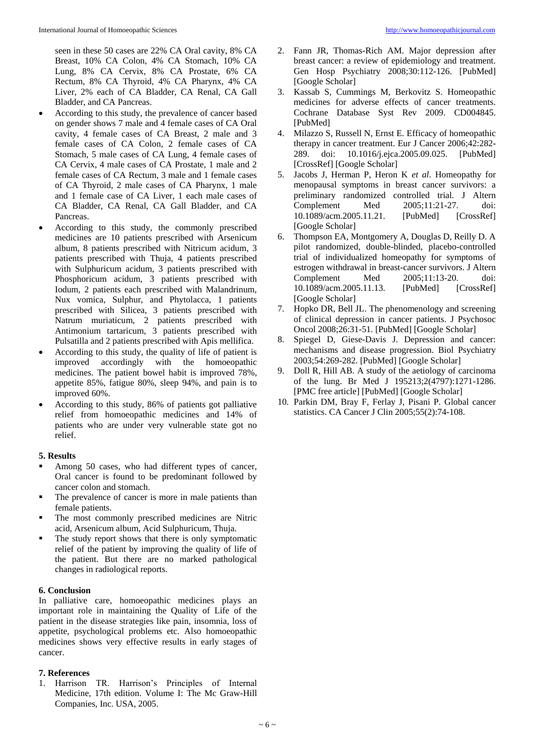seen in these 50 cases are 22% CA Oral cavity, 8% CA Breast, 10% CA Colon, 4% CA Stomach, 10% CA Lung, 8% CA Cervix, 8% CA Prostate, 6% CA Rectum, 8% CA Thyroid, 4% CA Pharynx, 4% CA Liver, 2% each of CA Bladder, CA Renal, CA Gall Bladder, and CA Pancreas.

- According to this study, the prevalence of cancer based on gender shows 7 male and 4 female cases of CA Oral cavity, 4 female cases of CA Breast, 2 male and 3 female cases of CA Colon, 2 female cases of CA Stomach, 5 male cases of CA Lung, 4 female cases of CA Cervix, 4 male cases of CA Prostate, 1 male and 2 female cases of CA Rectum, 3 male and 1 female cases of CA Thyroid, 2 male cases of CA Pharynx, 1 male and 1 female case of CA Liver, 1 each male cases of CA Bladder, CA Renal, CA Gall Bladder, and CA Pancreas.
- According to this study, the commonly prescribed medicines are 10 patients prescribed with Arsenicum album, 8 patients prescribed with Nitricum acidum, 3 patients prescribed with Thuja, 4 patients prescribed with Sulphuricum acidum, 3 patients prescribed with Phosphoricum acidum, 3 patients prescribed with Iodum, 2 patients each prescribed with Malandrinum, Nux vomica, Sulphur, and Phytolacca, 1 patients prescribed with Silicea, 3 patients prescribed with Natrum muriaticum, 2 patients prescribed with Antimonium tartaricum, 3 patients prescribed with Pulsatilla and 2 patients prescribed with Apis mellifica.
- According to this study, the quality of life of patient is improved accordingly with the homoeopathic medicines. The patient bowel habit is improved 78%, appetite 85%, fatigue 80%, sleep 94%, and pain is to improved 60%.
- According to this study, 86% of patients got palliative relief from homoeopathic medicines and 14% of patients who are under very vulnerable state got no relief.

### 5. Results

- Among 50 cases, who had different types of cancer, Oral cancer is found to be predominant followed by cancer colon and stomach.
- The prevalence of cancer is more in male patients than female patients.
- The most commonly prescribed medicines are Nitric acid, Arsenicum album, Acid Sulphuricum, Thuja.
- The study report shows that there is only symptomatic relief of the patient by improving the quality of life of the patient. But there are no marked pathological changes in radiological reports.

### 6. Conclusion

In palliative care, homoeopathic medicines plays an important role in maintaining the Quality of Life of the patient in the disease strategies like pain, insomnia, loss of appetite, psychological problems etc. Also homoeopathic medicines shows very effective results in early stages of cancer.

### 7. References

1. Harrison TR. Harrison's Principles of Internal Medicine, 17th edition. Volume I: The Mc Graw-Hill Companies, Inc. USA, 2005.
2. Fann JR, Thomas-Rich AM. Major depression after breast cancer: a review of epidemiology and treatment. Gen Hosp Psychiatry 2008;30:112-126. [PubMed] [Google Scholar]
3. Kassab S, Cummings M, Berkovitz S. Homeopathic medicines for adverse effects of cancer treatments. Cochrane Database Syst Rev 2009. CD004845. [PubMed]
4. Milazzo S, Russell N, Ernst E. Efficacy of homeopathic therapy in cancer treatment. Eur J Cancer 2006;42:282-289. doi: 10.1016/j.ejca.2005.09.025. [PubMed] [CrossRef] [Google Scholar]
5. Jacobs J, Herman P, Heron K *et al*. Homeopathy for menopausal symptoms in breast cancer survivors: a preliminary randomized controlled trial. J Altern Complement Med 2005;11:21-27. doi: 10.1089/acm.2005.11.21. [PubMed] [CrossRef] [Google Scholar]
6. Thompson EA, Montgomery A, Douglas D, Reilly D. A pilot randomized, double-blinded, placebo-controlled trial of individualized homeopathy for symptoms of estrogen withdrawal in breast-cancer survivors. J Altern Complement Med 2005;11:13-20. doi: 10.1089/acm.2005.11.13. [PubMed] [CrossRef] [Google Scholar]
7. Hopko DR, Bell JL. The phenomenology and screening of clinical depression in cancer patients. J Psychosoc Oncol 2008;26:31-51. [PubMed] [Google Scholar]
8. Spiegel D, Giese-Davis J. Depression and cancer: mechanisms and disease progression. Biol Psychiatry 2003;54:269-282. [PubMed] [Google Scholar]
9. Doll R, Hill AB. A study of the aetiology of carcinoma of the lung. Br Med J 195213;2(4797):1271-1286. [PMC free article] [PubMed] [Google Scholar]
10. Parkin DM, Bray F, Ferlay J, Pisani P. Global cancer statistics. CA Cancer J Clin 2005;55(2):74-108.